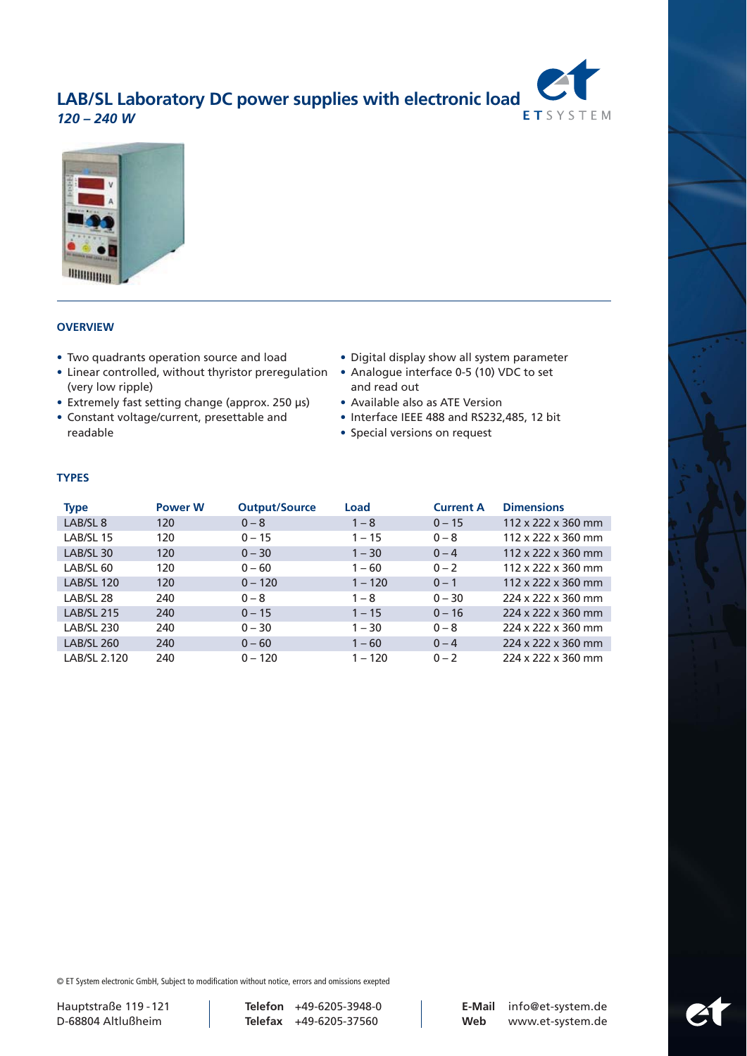# LAB/SL Laboratory DC power supplies with electronic load

***120 – 240 W***

## OVERVIEW

- Two quadrants operation source and load
- Linear controlled, without thyristor preregulation (very low ripple)
- Extremely fast setting change (approx. 250 µs)
- Constant voltage/current, presettable and readable
- Digital display show all system parameter
- Analogue interface 0-5 (10) VDC to set and read out
- Available also as ATE Version
- Interface IEEE 488 and RS232,485, 12 bit
- Special versions on request

## TYPES

| Type | Power W | Output/Source | Load | Current A | Dimensions |
|---|---|---|---|---|---|
| LAB/SL 8 | 120 | 0 – 8 | 1 – 8 | 0 – 15 | 112 x 222 x 360 mm |
| LAB/SL 15 | 120 | 0 – 15 | 1 – 15 | 0 – 8 | 112 x 222 x 360 mm |
| LAB/SL 30 | 120 | 0 – 30 | 1 – 30 | 0 – 4 | 112 x 222 x 360 mm |
| LAB/SL 60 | 120 | 0 – 60 | 1 – 60 | 0 – 2 | 112 x 222 x 360 mm |
| LAB/SL 120 | 120 | 0 – 120 | 1 – 120 | 0 – 1 | 112 x 222 x 360 mm |
| LAB/SL 28 | 240 | 0 – 8 | 1 – 8 | 0 – 30 | 224 x 222 x 360 mm |
| LAB/SL 215 | 240 | 0 – 15 | 1 – 15 | 0 – 16 | 224 x 222 x 360 mm |
| LAB/SL 230 | 240 | 0 – 30 | 1 – 30 | 0 – 8 | 224 x 222 x 360 mm |
| LAB/SL 260 | 240 | 0 – 60 | 1 – 60 | 0 – 4 | 224 x 222 x 360 mm |
| LAB/SL 2.120 | 240 | 0 – 120 | 1 – 120 | 0 – 2 | 224 x 222 x 360 mm |

© ET System electronic GmbH, Subject to modification without notice, errors and omissions exepted

Hauptstraße 119 - 121
D-68804 Altlußheim

**Telefon** +49-6205-3948-0
**Telefax** +49-6205-37560

**E-Mail** info@et-system.de
**Web** www.et-system.de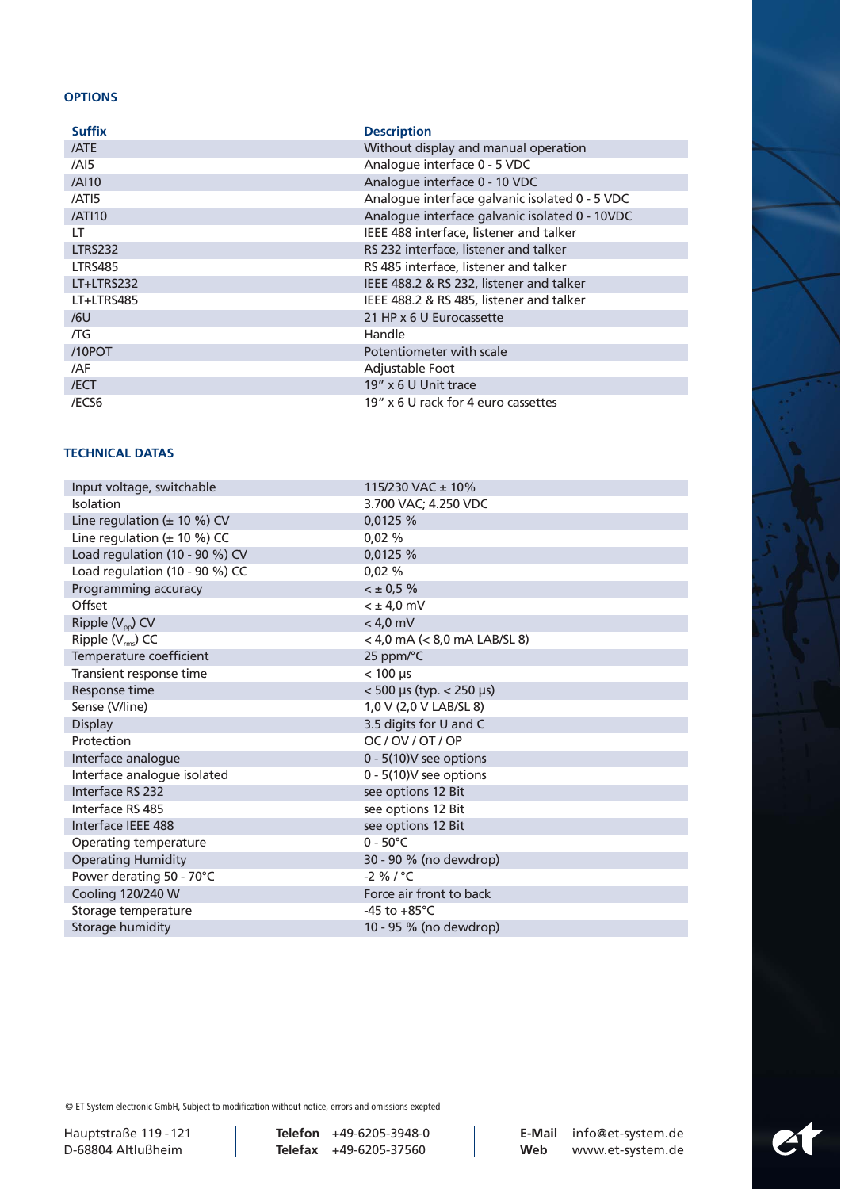## OPTIONS

| Suffix | Description |
|---|---|
| /ATE | Without display and manual operation |
| /AI5 | Analogue interface 0 - 5 VDC |
| /AI10 | Analogue interface 0 - 10 VDC |
| /ATI5 | Analogue interface galvanic isolated 0 - 5 VDC |
| /ATI10 | Analogue interface galvanic isolated 0 - 10VDC |
| LT | IEEE 488 interface, listener and talker |
| LTRS232 | RS 232 interface, listener and talker |
| LTRS485 | RS 485 interface, listener and talker |
| LT+LTRS232 | IEEE 488.2 & RS 232, listener and talker |
| LT+LTRS485 | IEEE 488.2 & RS 485, listener and talker |
| /6U | 21 HP x 6 U Eurocassette |
| /TG | Handle |
| /10POT | Potentiometer with scale |
| /AF | Adjustable Foot |
| /ECT | 19" x 6 U Unit trace |
| /ECS6 | 19" x 6 U rack for 4 euro cassettes |

## TECHNICAL DATAS

| | |
|---|---|
| Input voltage, switchable | 115/230 VAC ± 10% |
| Isolation | 3.700 VAC; 4.250 VDC |
| Line regulation (± 10 %) CV | 0,0125 % |
| Line regulation (± 10 %) CC | 0,02 % |
| Load regulation (10 - 90 %) CV | 0,0125 % |
| Load regulation (10 - 90 %) CC | 0,02 % |
| Programming accuracy | < ± 0,5 % |
| Offset | < ± 4,0 mV |
| Ripple ($V_{pp}$) CV | < 4,0 mV |
| Ripple ($V_{rms}$) CC | < 4,0 mA (< 8,0 mA LAB/SL 8) |
| Temperature coefficient | 25 ppm/°C |
| Transient response time | < 100 µs |
| Response time | < 500 µs (typ. < 250 µs) |
| Sense (V/line) | 1,0 V (2,0 V LAB/SL 8) |
| Display | 3.5 digits for U and C |
| Protection | OC / OV / OT / OP |
| Interface analogue | 0 - 5(10)V see options |
| Interface analogue isolated | 0 - 5(10)V see options |
| Interface RS 232 | see options 12 Bit |
| Interface RS 485 | see options 12 Bit |
| Interface IEEE 488 | see options 12 Bit |
| Operating temperature | 0 - 50°C |
| Operating Humidity | 30 - 90 % (no dewdrop) |
| Power derating 50 - 70°C | -2 % / °C |
| Cooling 120/240 W | Force air front to back |
| Storage temperature | -45 to +85°C |
| Storage humidity | 10 - 95 % (no dewdrop) |

© ET System electronic GmbH, Subject to modification without notice, errors and omissions exepted

Hauptstraße 119 - 121
D-68804 Altlußheim

**Telefon** +49-6205-3948-0
**Telefax** +49-6205-37560

**E-Mail** info@et-system.de
**Web** www.et-system.de